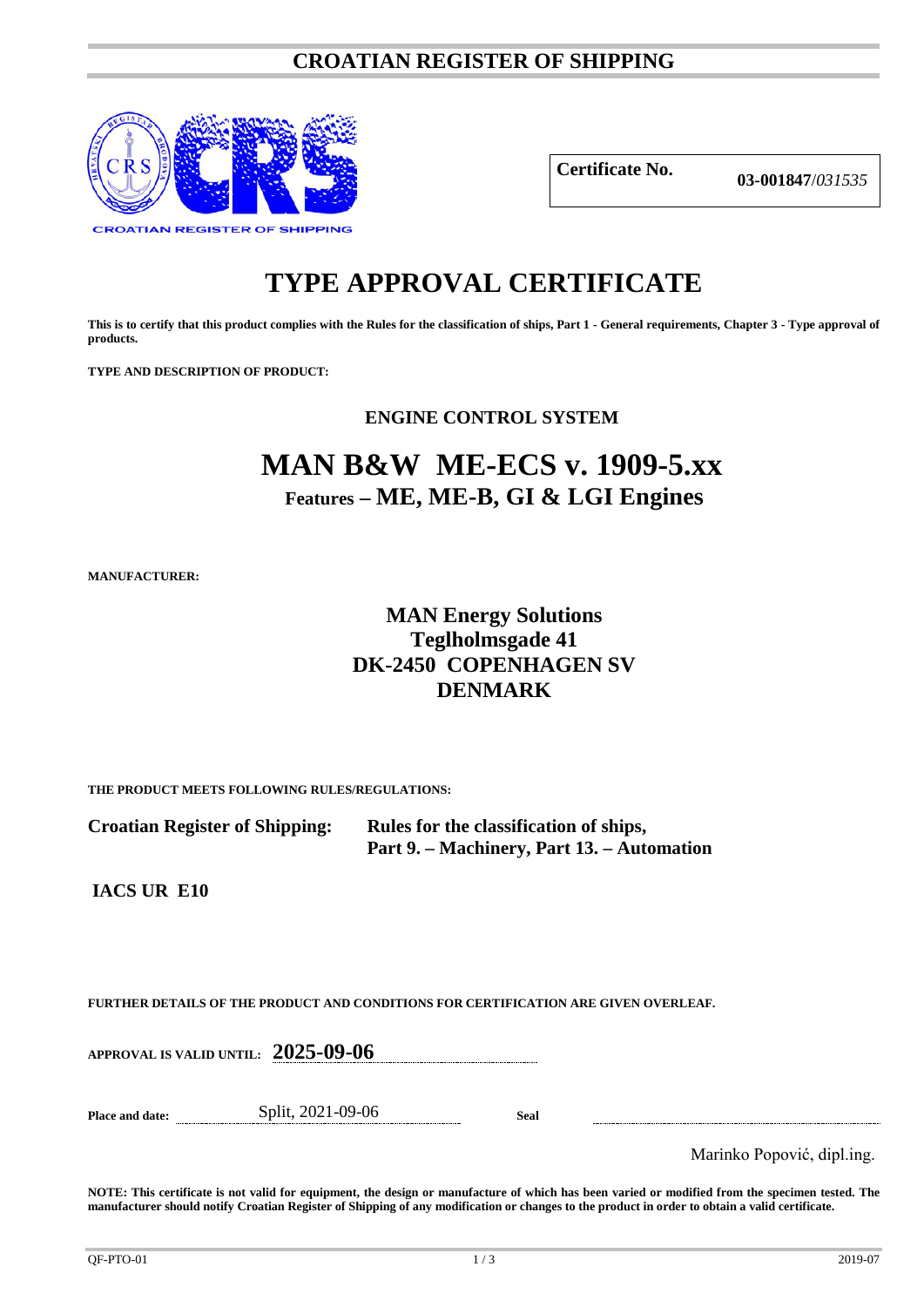# CROATIAN REGISTER OF SHIPPING

CROATIAN REGISTER OF SHIPPING

**Certificate No.** **03-001847**/*031535*

# TYPE APPROVAL CERTIFICATE

**This is to certify that this product complies with the Rules for the classification of ships, Part 1 - General requirements, Chapter 3 - Type approval of products.**

**TYPE AND DESCRIPTION OF PRODUCT:**

**ENGINE CONTROL SYSTEM**

## MAN B&W ME-ECS v. 1909-5.xx

**Features – ME, ME-B, GI & LGI Engines**

**MANUFACTURER:**

**MAN Energy Solutions**
**Teglholmsgade 41**
**DK-2450 COPENHAGEN SV**
**DENMARK**

**THE PRODUCT MEETS FOLLOWING RULES/REGULATIONS:**

**Croatian Register of Shipping:** **Rules for the classification of ships, Part 9. – Machinery, Part 13. – Automation**

**IACS UR E10**

**FURTHER DETAILS OF THE PRODUCT AND CONDITIONS FOR CERTIFICATION ARE GIVEN OVERLEAF.**

**APPROVAL IS VALID UNTIL:** **2025-09-06**

**Place and date:** Split, 2021-09-06 **Seal**

Marinko Popović, dipl.ing.

**NOTE: This certificate is not valid for equipment, the design or manufacture of which has been varied or modified from the specimen tested. The manufacturer should notify Croatian Register of Shipping of any modification or changes to the product in order to obtain a valid certificate.**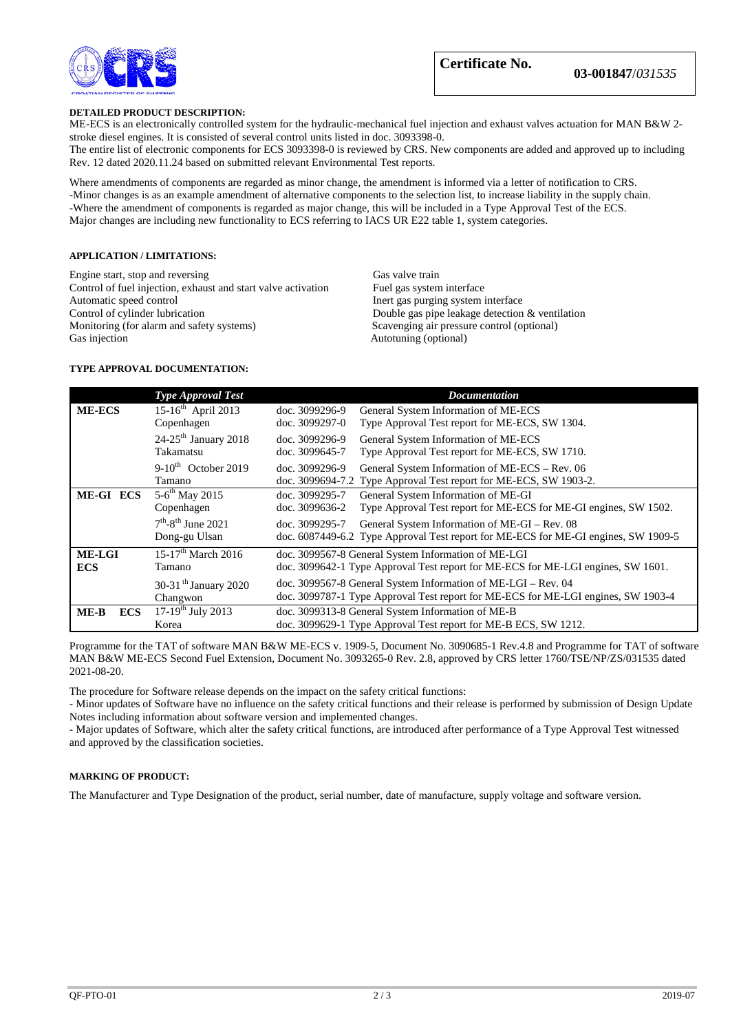**Certificate No.** **03-001847**/*031535*

**DETAILED PRODUCT DESCRIPTION:**

ME-ECS is an electronically controlled system for the hydraulic-mechanical fuel injection and exhaust valves actuation for MAN B&W 2-stroke diesel engines. It is consisted of several control units listed in doc. 3093398-0.

The entire list of electronic components for ECS 3093398-0 is reviewed by CRS. New components are added and approved up to including Rev. 12 dated 2020.11.24 based on submitted relevant Environmental Test reports.

Where amendments of components are regarded as minor change, the amendment is informed via a letter of notification to CRS.
-Minor changes is as an example amendment of alternative components to the selection list, to increase liability in the supply chain.
-Where the amendment of components is regarded as major change, this will be included in a Type Approval Test of the ECS.
Major changes are including new functionality to ECS referring to IACS UR E22 table 1, system categories.

**APPLICATION / LIMITATIONS:**

Engine start, stop and reversing
Control of fuel injection, exhaust and start valve activation
Automatic speed control
Control of cylinder lubrication
Monitoring (for alarm and safety systems)
Gas injection
Gas valve train
Fuel gas system interface
Inert gas purging system interface
Double gas pipe leakage detection & ventilation
Scavenging air pressure control (optional)
Autotuning (optional)

**TYPE APPROVAL DOCUMENTATION:**

| | *Type Approval Test* | *Documentation* |
|---|---|---|
| **ME-ECS** | 15-16th April 2013 Copenhagen | doc. 3099296-9 General System Information of ME-ECS<br>doc. 3099297-0 Type Approval Test report for ME-ECS, SW 1304. |
| | 24-25th January 2018 Takamatsu | doc. 3099296-9 General System Information of ME-ECS<br>doc. 3099645-7 Type Approval Test report for ME-ECS, SW 1710. |
| | 9-10th October 2019 Tamano | doc. 3099296-9 General System Information of ME-ECS – Rev. 06<br>doc. 3099694-7.2 Type Approval Test report for ME-ECS, SW 1903-2. |
| **ME-GI ECS** | 5-6th May 2015 Copenhagen | doc. 3099295-7 General System Information of ME-GI<br>doc. 3099636-2 Type Approval Test report for ME-ECS for ME-GI engines, SW 1502. |
| | 7th-8th June 2021 Dong-gu Ulsan | doc. 3099295-7 General System Information of ME-GI – Rev. 08<br>doc. 6087449-6.2 Type Approval Test report for ME-ECS for ME-GI engines, SW 1909-5 |
| **ME-LGI ECS** | 15-17th March 2016 Tamano | doc. 3099567-8 General System Information of ME-LGI<br>doc. 3099642-1 Type Approval Test report for ME-ECS for ME-LGI engines, SW 1601. |
| | 30-31th January 2020 Changwon | doc. 3099567-8 General System Information of ME-LGI – Rev. 04<br>doc. 3099787-1 Type Approval Test report for ME-ECS for ME-LGI engines, SW 1903-4 |
| **ME-B ECS** | 17-19th July 2013 Korea | doc. 3099313-8 General System Information of ME-B<br>doc. 3099629-1 Type Approval Test report for ME-B ECS, SW 1212. |

Programme for the TAT of software MAN B&W ME-ECS v. 1909-5, Document No. 3090685-1 Rev.4.8 and Programme for TAT of software MAN B&W ME-ECS Second Fuel Extension, Document No. 3093265-0 Rev. 2.8, approved by CRS letter 1760/TSE/NP/ZS/031535 dated 2021-08-20.

The procedure for Software release depends on the impact on the safety critical functions:

- Minor updates of Software have no influence on the safety critical functions and their release is performed by submission of Design Update Notes including information about software version and implemented changes.
- Major updates of Software, which alter the safety critical functions, are introduced after performance of a Type Approval Test witnessed and approved by the classification societies.

**MARKING OF PRODUCT:**

The Manufacturer and Type Designation of the product, serial number, date of manufacture, supply voltage and software version.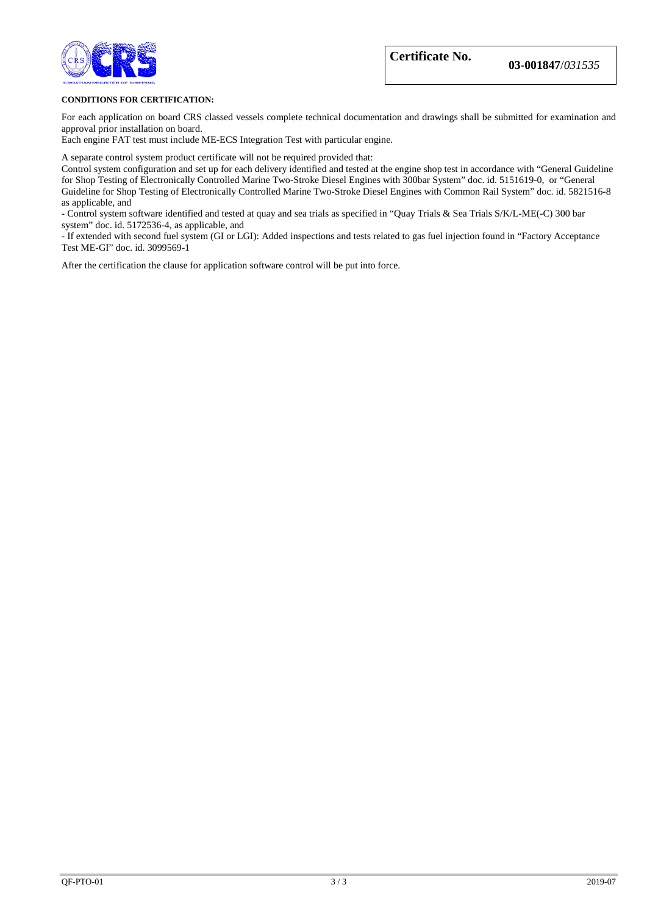**Certificate No.** **03-001847**/*031535*

**CONDITIONS FOR CERTIFICATION:**

For each application on board CRS classed vessels complete technical documentation and drawings shall be submitted for examination and approval prior installation on board.
Each engine FAT test must include ME-ECS Integration Test with particular engine.

A separate control system product certificate will not be required provided that:
Control system configuration and set up for each delivery identified and tested at the engine shop test in accordance with "General Guideline for Shop Testing of Electronically Controlled Marine Two-Stroke Diesel Engines with 300bar System" doc. id. 5151619-0, or "General Guideline for Shop Testing of Electronically Controlled Marine Two-Stroke Diesel Engines with Common Rail System" doc. id. 5821516-8 as applicable, and
- Control system software identified and tested at quay and sea trials as specified in "Quay Trials & Sea Trials S/K/L-ME(-C) 300 bar system" doc. id. 5172536-4, as applicable, and
- If extended with second fuel system (GI or LGI): Added inspections and tests related to gas fuel injection found in "Factory Acceptance Test ME-GI" doc. id. 3099569-1

After the certification the clause for application software control will be put into force.